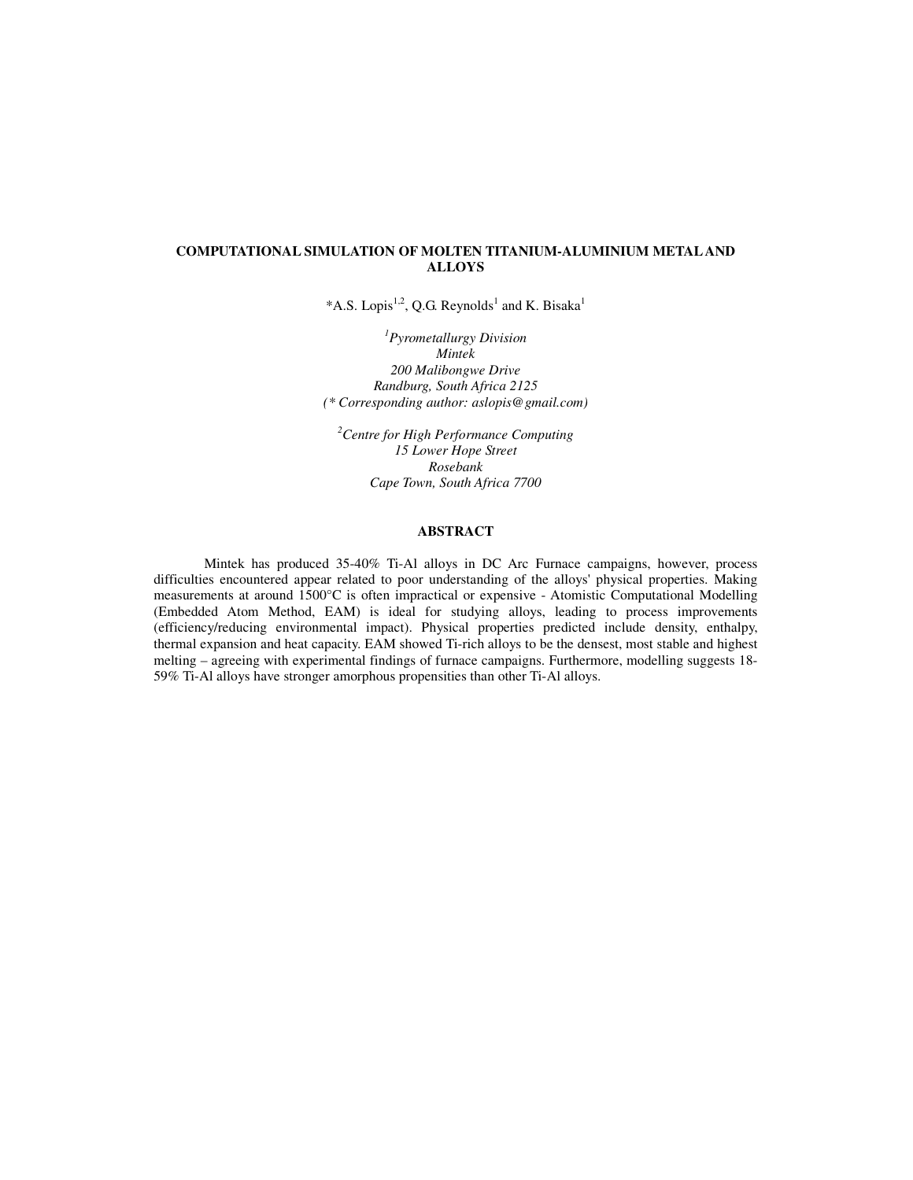# COMPUTATIONAL SIMULATION OF MOLTEN TITANIUM-ALUMINIUM METAL AND ALLOYS

*A.S. Lopis[1,2], Q.G. Reynolds[1] and K. Bisaka[1]

[1]*Pyrometallurgy Division*
*Mintek*
*200 Malibongwe Drive*
*Randburg, South Africa 2125*
*(* Corresponding author: aslopis@gmail.com)*

[2]*Centre for High Performance Computing*
*15 Lower Hope Street*
*Rosebank*
*Cape Town, South Africa 7700*

## ABSTRACT

Mintek has produced 35-40% Ti-Al alloys in DC Arc Furnace campaigns, however, process difficulties encountered appear related to poor understanding of the alloys' physical properties. Making measurements at around 1500°C is often impractical or expensive - Atomistic Computational Modelling (Embedded Atom Method, EAM) is ideal for studying alloys, leading to process improvements (efficiency/reducing environmental impact). Physical properties predicted include density, enthalpy, thermal expansion and heat capacity. EAM showed Ti-rich alloys to be the densest, most stable and highest melting – agreeing with experimental findings of furnace campaigns. Furthermore, modelling suggests 18-59% Ti-Al alloys have stronger amorphous propensities than other Ti-Al alloys.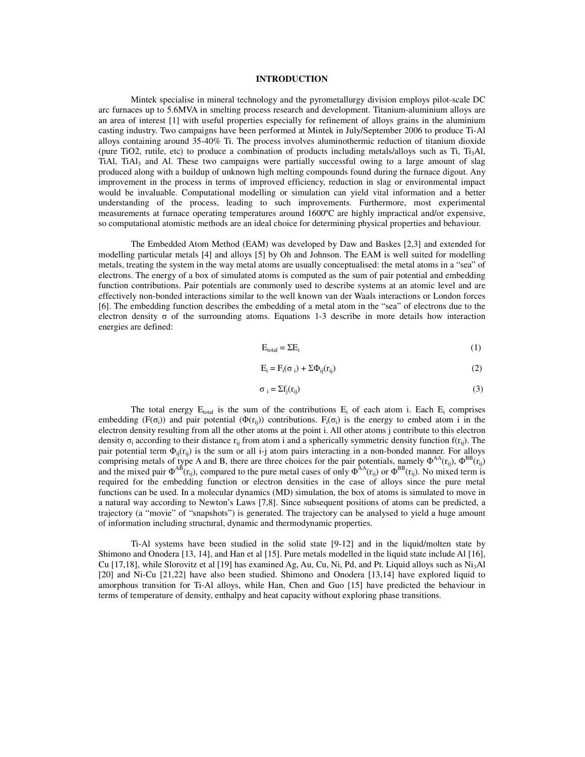## INTRODUCTION

Mintek specialise in mineral technology and the pyrometallurgy division employs pilot-scale DC arc furnaces up to 5.6MVA in smelting process research and development. Titanium-aluminium alloys are an area of interest [1] with useful properties especially for refinement of alloys grains in the aluminium casting industry. Two campaigns have been performed at Mintek in July/September 2006 to produce Ti-Al alloys containing around 35-40% Ti. The process involves aluminothermic reduction of titanium dioxide (pure TiO2, rutile, etc) to produce a combination of products including metals/alloys such as Ti, $Ti_3Al$, TiAl, $TiAl_3$ and Al. These two campaigns were partially successful owing to a large amount of slag produced along with a buildup of unknown high melting compounds found during the furnace digout. Any improvement in the process in terms of improved efficiency, reduction in slag or environmental impact would be invaluable. Computational modelling or simulation can yield vital information and a better understanding of the process, leading to such improvements. Furthermore, most experimental measurements at furnace operating temperatures around 1600ºC are highly impractical and/or expensive, so computational atomistic methods are an ideal choice for determining physical properties and behaviour.

The Embedded Atom Method (EAM) was developed by Daw and Baskes [2,3] and extended for modelling particular metals [4] and alloys [5] by Oh and Johnson. The EAM is well suited for modelling metals, treating the system in the way metal atoms are usually conceptualised: the metal atoms in a "sea" of electrons. The energy of a box of simulated atoms is computed as the sum of pair potential and embedding function contributions. Pair potentials are commonly used to describe systems at an atomic level and are effectively non-bonded interactions similar to the well known van der Waals interactions or London forces [6]. The embedding function describes the embedding of a metal atom in the "sea" of electrons due to the electron density σ of the surrounding atoms. Equations 1-3 describe in more details how interaction energies are defined:

$$E_{total} = \Sigma E_i \tag{1}$$

$$E_i = F_i(\sigma_i) + \Sigma\Phi_{ij}(r_{ij}) \tag{2}$$

$$\sigma_i = \Sigma f_j(r_{ij}) \tag{3}$$

The total energy $E_{total}$ is the sum of the contributions $E_i$ of each atom i. Each $E_i$ comprises embedding ($F(\sigma_i)$) and pair potential ($\Phi(r_{ij})$) contributions. $F_i(\sigma_i)$ is the energy to embed atom i in the electron density resulting from all the other atoms at the point i. All other atoms j contribute to this electron density $\sigma_i$ according to their distance $r_{ij}$ from atom i and a spherically symmetric density function $f(r_{ij})$. The pair potential term $\Phi_{ij}(r_{ij})$ is the sum or all i-j atom pairs interacting in a non-bonded manner. For alloys comprising metals of type A and B, there are three choices for the pair potentials, namely $\Phi^{AA}(r_{ij})$, $\Phi^{BB}(r_{ij})$ and the mixed pair $\Phi^{AB}(r_{ij})$, compared to the pure metal cases of only $\Phi^{AA}(r_{ij})$ or $\Phi^{BB}(r_{ij})$. No mixed term is required for the embedding function or electron densities in the case of alloys since the pure metal functions can be used. In a molecular dynamics (MD) simulation, the box of atoms is simulated to move in a natural way according to Newton's Laws [7,8]. Since subsequent positions of atoms can be predicted, a trajectory (a "movie" of "snapshots") is generated. The trajectory can be analysed to yield a huge amount of information including structural, dynamic and thermodynamic properties.

Ti-Al systems have been studied in the solid state [9-12] and in the liquid/molten state by Shimono and Onodera [13, 14], and Han et al [15]. Pure metals modelled in the liquid state include Al [16], Cu [17,18], while Slorovitz et al [19] has examined Ag, Au, Cu, Ni, Pd, and Pt. Liquid alloys such as $Ni_3Al$ [20] and Ni-Cu [21,22] have also been studied. Shimono and Onodera [13,14] have explored liquid to amorphous transition for Ti-Al alloys, while Han, Chen and Guo [15] have predicted the behaviour in terms of temperature of density, enthalpy and heat capacity without exploring phase transitions.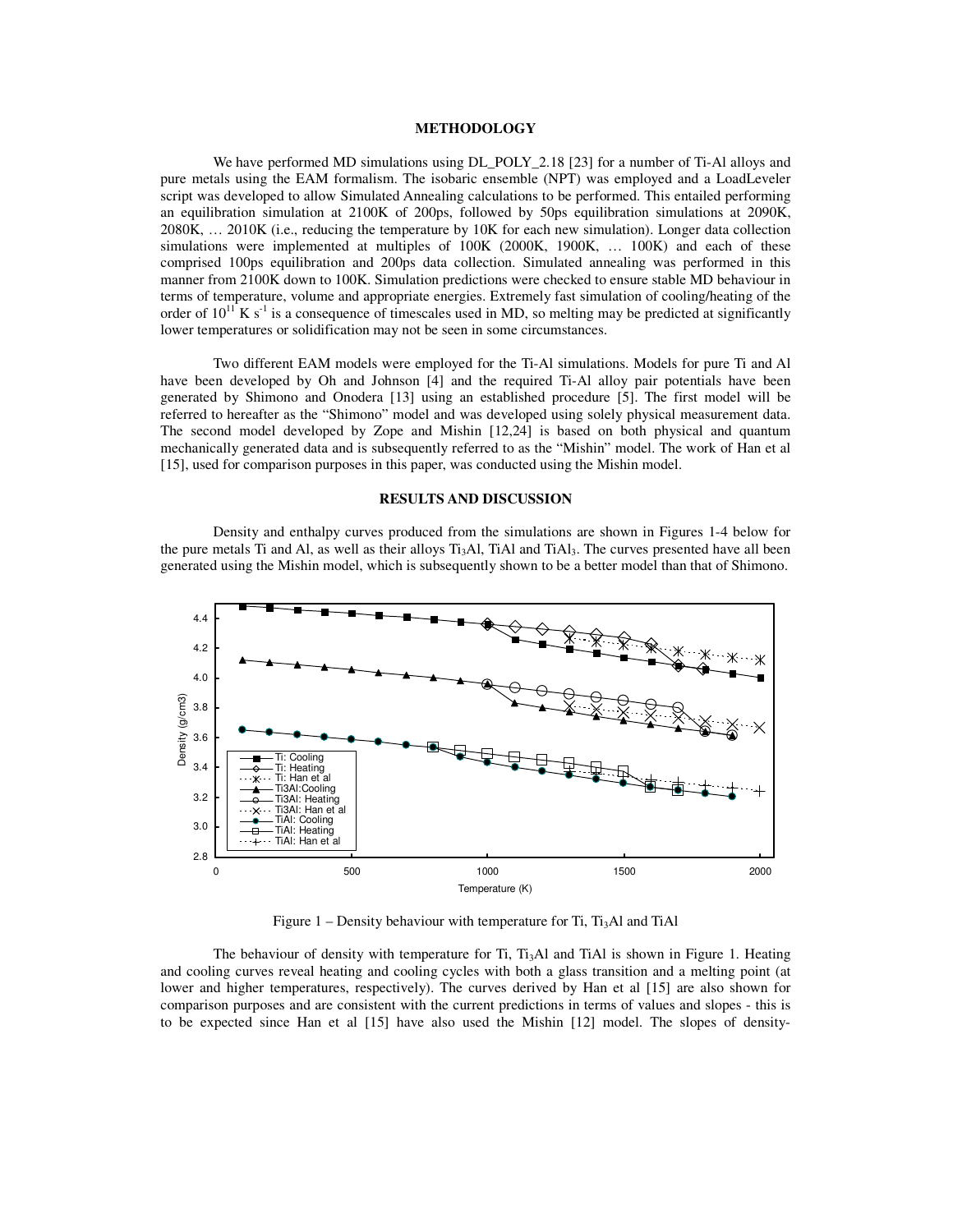## METHODOLOGY

We have performed MD simulations using DL_POLY_2.18 [23] for a number of Ti-Al alloys and pure metals using the EAM formalism. The isobaric ensemble (NPT) was employed and a LoadLeveler script was developed to allow Simulated Annealing calculations to be performed. This entailed performing an equilibration simulation at 2100K of 200ps, followed by 50ps equilibration simulations at 2090K, 2080K, … 2010K (i.e., reducing the temperature by 10K for each new simulation). Longer data collection simulations were implemented at multiples of 100K (2000K, 1900K, … 100K) and each of these comprised 100ps equilibration and 200ps data collection. Simulated annealing was performed in this manner from 2100K down to 100K. Simulation predictions were checked to ensure stable MD behaviour in terms of temperature, volume and appropriate energies. Extremely fast simulation of cooling/heating of the order of $10^{11}$ K $s^{-1}$ is a consequence of timescales used in MD, so melting may be predicted at significantly lower temperatures or solidification may not be seen in some circumstances.

Two different EAM models were employed for the Ti-Al simulations. Models for pure Ti and Al have been developed by Oh and Johnson [4] and the required Ti-Al alloy pair potentials have been generated by Shimono and Onodera [13] using an established procedure [5]. The first model will be referred to hereafter as the "Shimono" model and was developed using solely physical measurement data. The second model developed by Zope and Mishin [12,24] is based on both physical and quantum mechanically generated data and is subsequently referred to as the "Mishin" model. The work of Han et al [15], used for comparison purposes in this paper, was conducted using the Mishin model.

## RESULTS AND DISCUSSION

Density and enthalpy curves produced from the simulations are shown in Figures 1-4 below for the pure metals Ti and Al, as well as their alloys $Ti_3Al$, TiAl and $TiAl_3$. The curves presented have all been generated using the Mishin model, which is subsequently shown to be a better model than that of Shimono.

Figure 1 – Density behaviour with temperature for Ti, $Ti_3Al$ and TiAl

The behaviour of density with temperature for Ti, $Ti_3Al$ and TiAl is shown in Figure 1. Heating and cooling curves reveal heating and cooling cycles with both a glass transition and a melting point (at lower and higher temperatures, respectively). The curves derived by Han et al [15] are also shown for comparison purposes and are consistent with the current predictions in terms of values and slopes - this is to be expected since Han et al [15] have also used the Mishin [12] model. The slopes of density-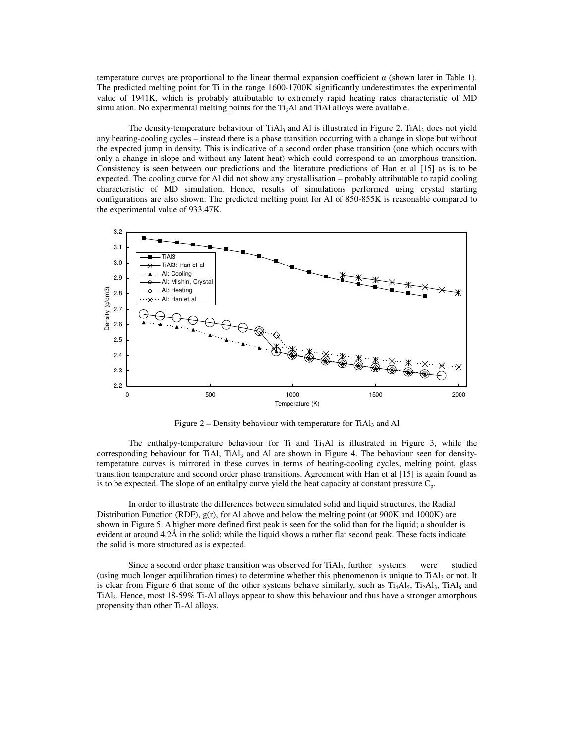temperature curves are proportional to the linear thermal expansion coefficient α (shown later in Table 1). The predicted melting point for Ti in the range 1600-1700K significantly underestimates the experimental value of 1941K, which is probably attributable to extremely rapid heating rates characteristic of MD simulation. No experimental melting points for the $Ti_3Al$ and TiAl alloys were available.

The density-temperature behaviour of $TiAl_3$ and Al is illustrated in Figure 2. $TiAl_3$ does not yield any heating-cooling cycles – instead there is a phase transition occurring with a change in slope but without the expected jump in density. This is indicative of a second order phase transition (one which occurs with only a change in slope and without any latent heat) which could correspond to an amorphous transition. Consistency is seen between our predictions and the literature predictions of Han et al [15] as is to be expected. The cooling curve for Al did not show any crystallisation – probably attributable to rapid cooling characteristic of MD simulation. Hence, results of simulations performed using crystal starting configurations are also shown. The predicted melting point for Al of 850-855K is reasonable compared to the experimental value of 933.47K.

Figure 2 – Density behaviour with temperature for $TiAl_3$ and Al

The enthalpy-temperature behaviour for Ti and $Ti_3Al$ is illustrated in Figure 3, while the corresponding behaviour for TiAl, $TiAl_3$ and Al are shown in Figure 4. The behaviour seen for density-temperature curves is mirrored in these curves in terms of heating-cooling cycles, melting point, glass transition temperature and second order phase transitions. Agreement with Han et al [15] is again found as is to be expected. The slope of an enthalpy curve yield the heat capacity at constant pressure $C_p$.

In order to illustrate the differences between simulated solid and liquid structures, the Radial Distribution Function (RDF), g(r), for Al above and below the melting point (at 900K and 1000K) are shown in Figure 5. A higher more defined first peak is seen for the solid than for the liquid; a shoulder is evident at around 4.2Å in the solid; while the liquid shows a rather flat second peak. These facts indicate the solid is more structured as is expected.

Since a second order phase transition was observed for $TiAl_3$, further systems were studied (using much longer equilibration times) to determine whether this phenomenon is unique to $TiAl_3$ or not. It is clear from Figure 6 that some of the other systems behave similarly, such as $Ti_4Al_5$, $Ti_2Al_3$, $TiAl_6$ and $TiAl_8$. Hence, most 18-59% Ti-Al alloys appear to show this behaviour and thus have a stronger amorphous propensity than other Ti-Al alloys.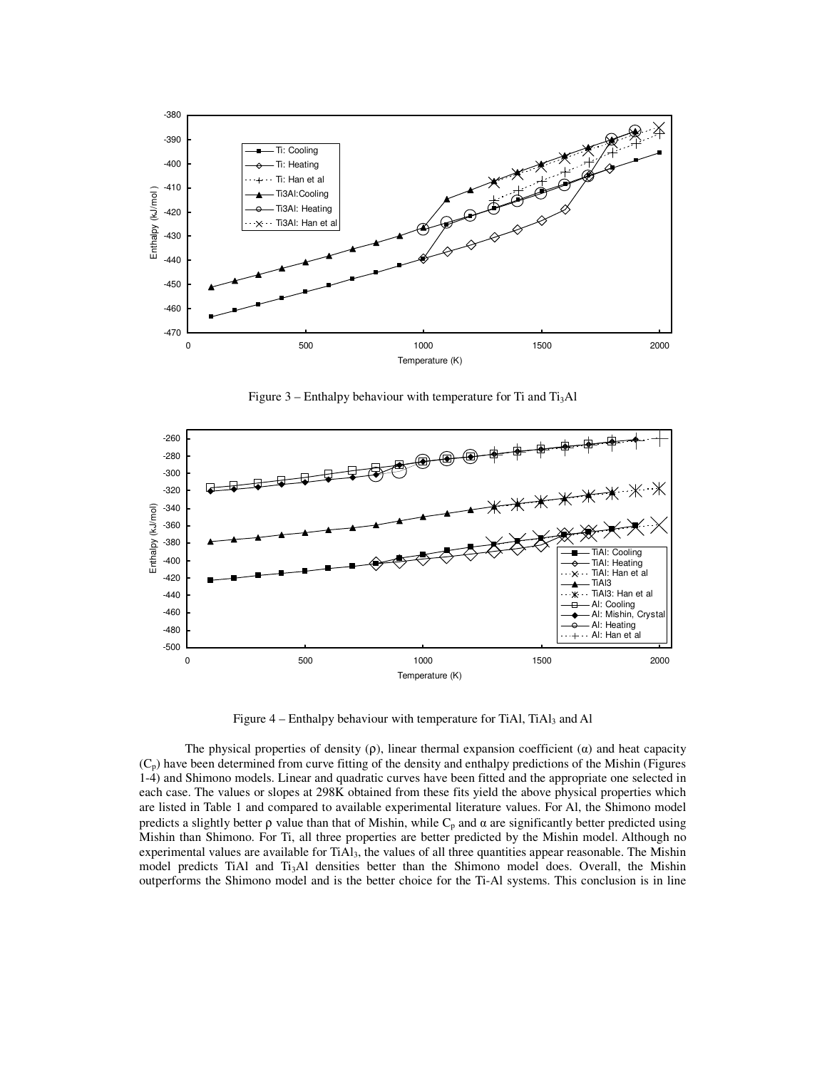Figure 3 – Enthalpy behaviour with temperature for Ti and $Ti_3Al$

Figure 4 – Enthalpy behaviour with temperature for TiAl, $TiAl_3$ and Al

The physical properties of density (ρ), linear thermal expansion coefficient (α) and heat capacity ($C_p$) have been determined from curve fitting of the density and enthalpy predictions of the Mishin (Figures 1-4) and Shimono models. Linear and quadratic curves have been fitted and the appropriate one selected in each case. The values or slopes at 298K obtained from these fits yield the above physical properties which are listed in Table 1 and compared to available experimental literature values. For Al, the Shimono model predicts a slightly better ρ value than that of Mishin, while $C_p$ and α are significantly better predicted using Mishin than Shimono. For Ti, all three properties are better predicted by the Mishin model. Although no experimental values are available for $TiAl_3$, the values of all three quantities appear reasonable. The Mishin model predicts TiAl and $Ti_3Al$ densities better than the Shimono model does. Overall, the Mishin outperforms the Shimono model and is the better choice for the Ti-Al systems. This conclusion is in line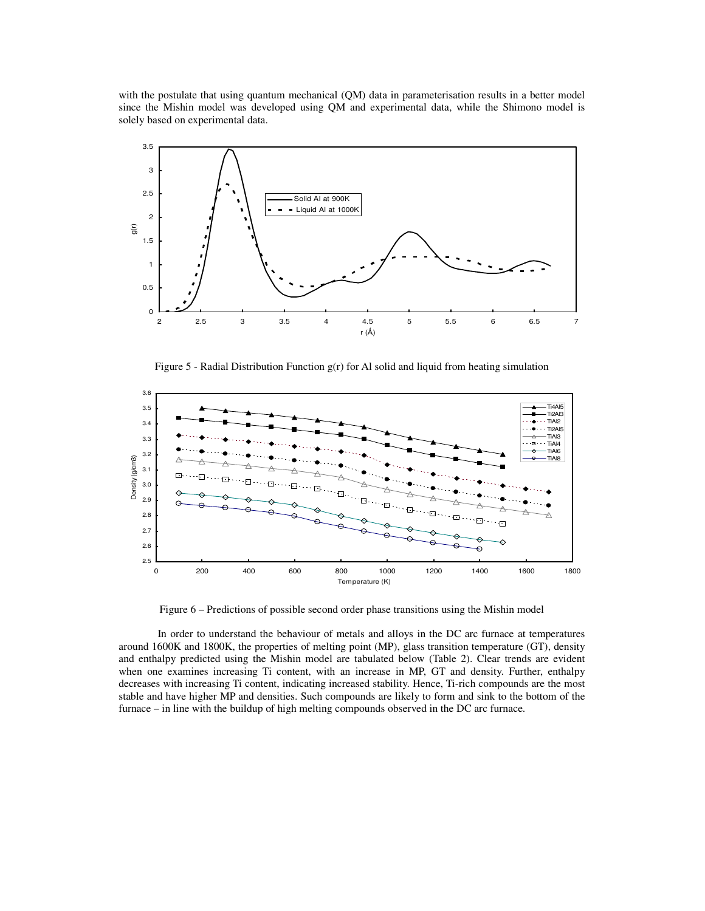with the postulate that using quantum mechanical (QM) data in parameterisation results in a better model since the Mishin model was developed using QM and experimental data, while the Shimono model is solely based on experimental data.

Figure 5 - Radial Distribution Function g(r) for Al solid and liquid from heating simulation

Figure 6 – Predictions of possible second order phase transitions using the Mishin model

In order to understand the behaviour of metals and alloys in the DC arc furnace at temperatures around 1600K and 1800K, the properties of melting point (MP), glass transition temperature (GT), density and enthalpy predicted using the Mishin model are tabulated below (Table 2). Clear trends are evident when one examines increasing Ti content, with an increase in MP, GT and density. Further, enthalpy decreases with increasing Ti content, indicating increased stability. Hence, Ti-rich compounds are the most stable and have higher MP and densities. Such compounds are likely to form and sink to the bottom of the furnace – in line with the buildup of high melting compounds observed in the DC arc furnace.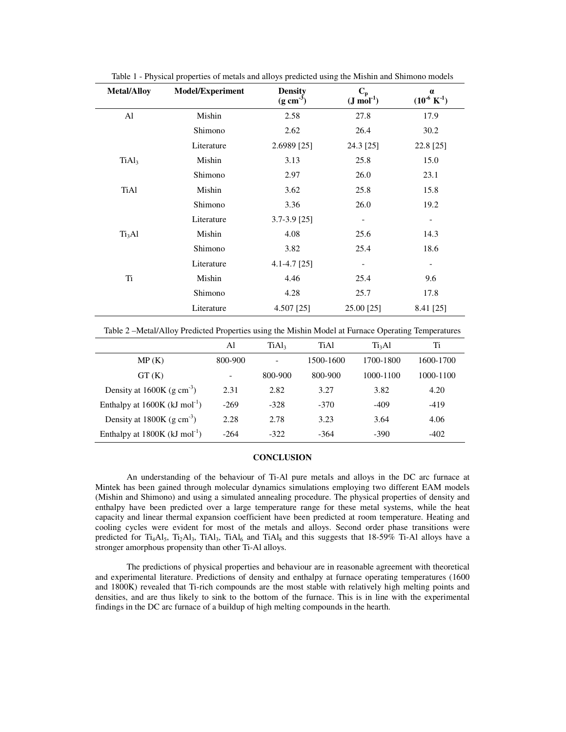Table 1 - Physical properties of metals and alloys predicted using the Mishin and Shimono models

| Metal/Alloy | Model/Experiment | Density ($g\ cm^{-3}$) | $C_p$ ($J\ mol^{-1}$) | $\alpha$ ($10^{-6}\ K^{-1}$) |
|---|---|---|---|---|
| Al | Mishin | 2.58 | 27.8 | 17.9 |
| | Shimono | 2.62 | 26.4 | 30.2 |
| | Literature | 2.6989 [25] | 24.3 [25] | 22.8 [25] |
| $TiAl_3$ | Mishin | 3.13 | 25.8 | 15.0 |
| | Shimono | 2.97 | 26.0 | 23.1 |
| TiAl | Mishin | 3.62 | 25.8 | 15.8 |
| | Shimono | 3.36 | 26.0 | 19.2 |
| | Literature | 3.7-3.9 [25] | - | - |
| $Ti_3Al$ | Mishin | 4.08 | 25.6 | 14.3 |
| | Shimono | 3.82 | 25.4 | 18.6 |
| | Literature | 4.1-4.7 [25] | - | - |
| Ti | Mishin | 4.46 | 25.4 | 9.6 |
| | Shimono | 4.28 | 25.7 | 17.8 |
| | Literature | 4.507 [25] | 25.00 [25] | 8.41 [25] |

Table 2 –Metal/Alloy Predicted Properties using the Mishin Model at Furnace Operating Temperatures

| | Al | $TiAl_3$ | TiAl | $Ti_3Al$ | Ti |
|---|---|---|---|---|---|
| MP (K) | 800-900 | - | 1500-1600 | 1700-1800 | 1600-1700 |
| GT (K) | - | 800-900 | 800-900 | 1000-1100 | 1000-1100 |
| Density at 1600K ($g\ cm^{-3}$) | 2.31 | 2.82 | 3.27 | 3.82 | 4.20 |
| Enthalpy at 1600K ($kJ\ mol^{-1}$) | -269 | -328 | -370 | -409 | -419 |
| Density at 1800K ($g\ cm^{-3}$) | 2.28 | 2.78 | 3.23 | 3.64 | 4.06 |
| Enthalpy at 1800K ($kJ\ mol^{-1}$) | -264 | -322 | -364 | -390 | -402 |

## CONCLUSION

An understanding of the behaviour of Ti-Al pure metals and alloys in the DC arc furnace at Mintek has been gained through molecular dynamics simulations employing two different EAM models (Mishin and Shimono) and using a simulated annealing procedure. The physical properties of density and enthalpy have been predicted over a large temperature range for these metal systems, while the heat capacity and linear thermal expansion coefficient have been predicted at room temperature. Heating and cooling cycles were evident for most of the metals and alloys. Second order phase transitions were predicted for $Ti_4Al_5$, $Ti_2Al_3$, $TiAl_3$, $TiAl_6$ and $TiAl_8$ and this suggests that 18-59% Ti-Al alloys have a stronger amorphous propensity than other Ti-Al alloys.

The predictions of physical properties and behaviour are in reasonable agreement with theoretical and experimental literature. Predictions of density and enthalpy at furnace operating temperatures (1600 and 1800K) revealed that Ti-rich compounds are the most stable with relatively high melting points and densities, and are thus likely to sink to the bottom of the furnace. This is in line with the experimental findings in the DC arc furnace of a buildup of high melting compounds in the hearth.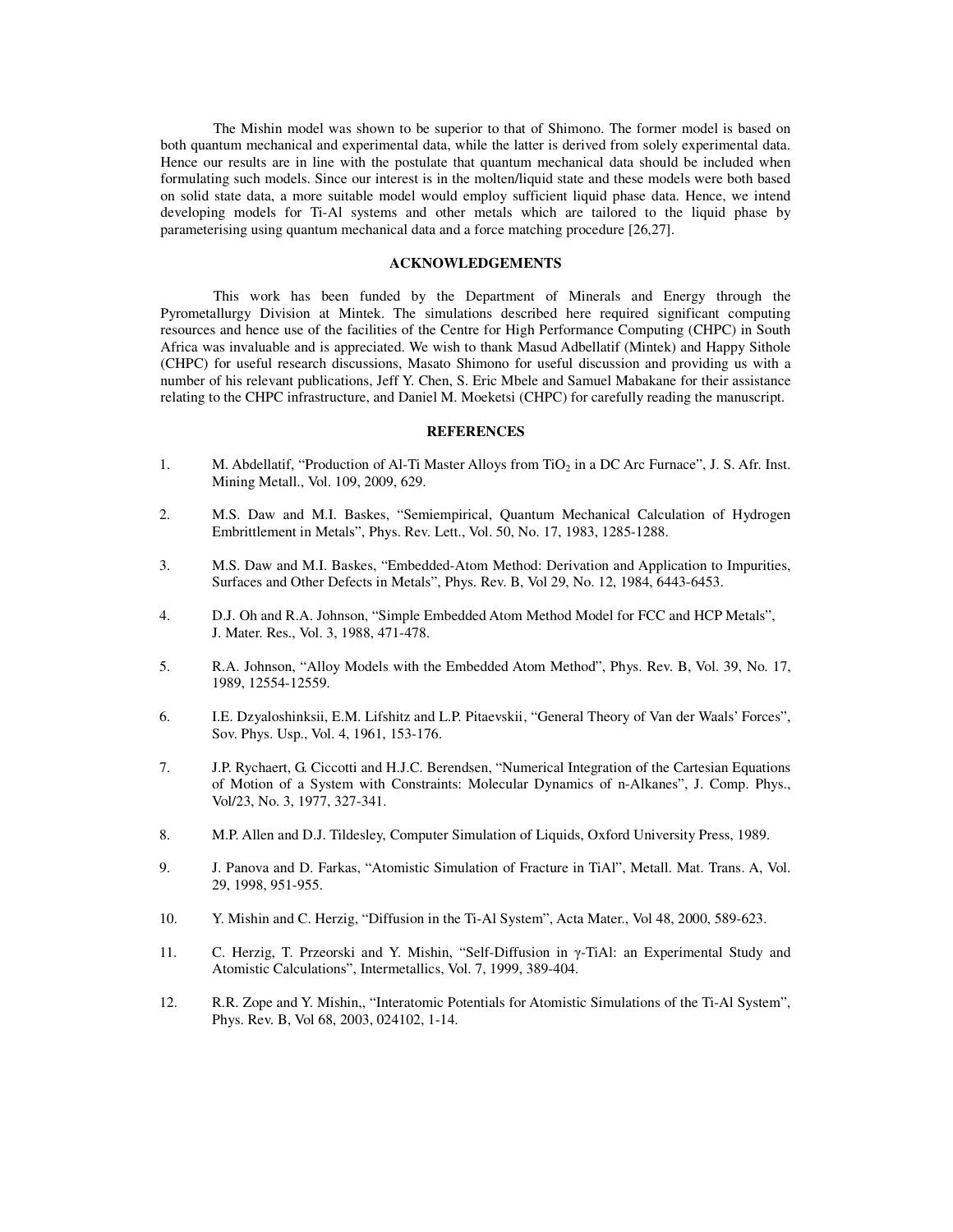The Mishin model was shown to be superior to that of Shimono. The former model is based on both quantum mechanical and experimental data, while the latter is derived from solely experimental data. Hence our results are in line with the postulate that quantum mechanical data should be included when formulating such models. Since our interest is in the molten/liquid state and these models were both based on solid state data, a more suitable model would employ sufficient liquid phase data. Hence, we intend developing models for Ti-Al systems and other metals which are tailored to the liquid phase by parameterising using quantum mechanical data and a force matching procedure [26,27].

## ACKNOWLEDGEMENTS

This work has been funded by the Department of Minerals and Energy through the Pyrometallurgy Division at Mintek. The simulations described here required significant computing resources and hence use of the facilities of the Centre for High Performance Computing (CHPC) in South Africa was invaluable and is appreciated. We wish to thank Masud Adbellatif (Mintek) and Happy Sithole (CHPC) for useful research discussions, Masato Shimono for useful discussion and providing us with a number of his relevant publications, Jeff Y. Chen, S. Eric Mbele and Samuel Mabakane for their assistance relating to the CHPC infrastructure, and Daniel M. Moeketsi (CHPC) for carefully reading the manuscript.

## REFERENCES

1. M. Abdellatif, “Production of Al-Ti Master Alloys from $TiO_2$ in a DC Arc Furnace”, J. S. Afr. Inst. Mining Metall., Vol. 109, 2009, 629.

2. M.S. Daw and M.I. Baskes, “Semiempirical, Quantum Mechanical Calculation of Hydrogen Embrittlement in Metals”, Phys. Rev. Lett., Vol. 50, No. 17, 1983, 1285-1288.

3. M.S. Daw and M.I. Baskes, “Embedded-Atom Method: Derivation and Application to Impurities, Surfaces and Other Defects in Metals”, Phys. Rev. B, Vol 29, No. 12, 1984, 6443-6453.

4. D.J. Oh and R.A. Johnson, “Simple Embedded Atom Method Model for FCC and HCP Metals”, J. Mater. Res., Vol. 3, 1988, 471-478.

5. R.A. Johnson, “Alloy Models with the Embedded Atom Method”, Phys. Rev. B, Vol. 39, No. 17, 1989, 12554-12559.

6. I.E. Dzyaloshinksii, E.M. Lifshitz and L.P. Pitaevskii, “General Theory of Van der Waals’ Forces”, Sov. Phys. Usp., Vol. 4, 1961, 153-176.

7. J.P. Rychaert, G. Ciccotti and H.J.C. Berendsen, “Numerical Integration of the Cartesian Equations of Motion of a System with Constraints: Molecular Dynamics of n-Alkanes”, J. Comp. Phys., Vol/23, No. 3, 1977, 327-341.

8. M.P. Allen and D.J. Tildesley, Computer Simulation of Liquids, Oxford University Press, 1989.

9. J. Panova and D. Farkas, “Atomistic Simulation of Fracture in TiAl”, Metall. Mat. Trans. A, Vol. 29, 1998, 951-955.

10. Y. Mishin and C. Herzig, “Diffusion in the Ti-Al System”, Acta Mater., Vol 48, 2000, 589-623.

11. C. Herzig, T. Przeorski and Y. Mishin, “Self-Diffusion in γ-TiAl: an Experimental Study and Atomistic Calculations”, Intermetallics, Vol. 7, 1999, 389-404.

12. R.R. Zope and Y. Mishin,, “Interatomic Potentials for Atomistic Simulations of the Ti-Al System”, Phys. Rev. B, Vol 68, 2003, 024102, 1-14.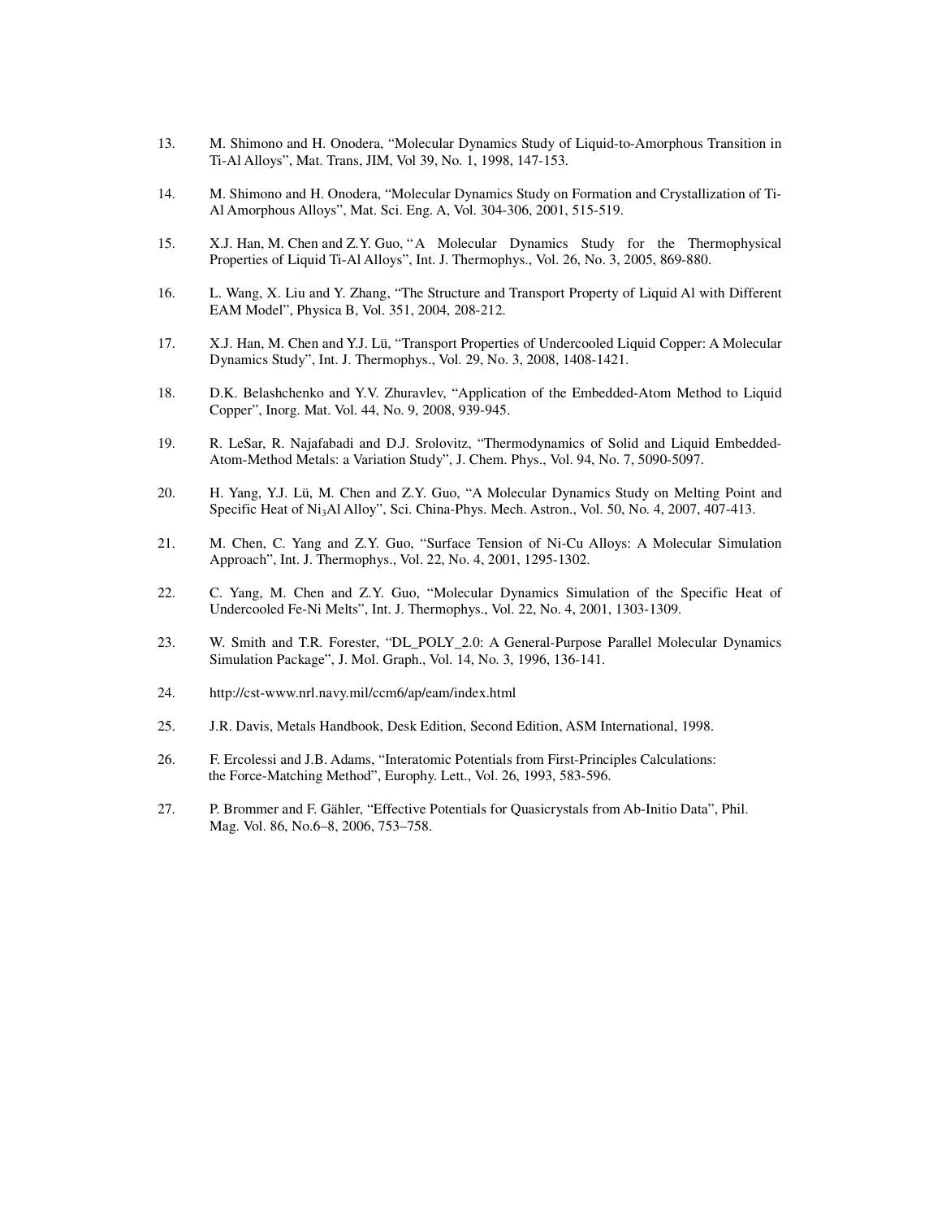13. M. Shimono and H. Onodera, “Molecular Dynamics Study of Liquid-to-Amorphous Transition in Ti-Al Alloys”, Mat. Trans, JIM, Vol 39, No. 1, 1998, 147-153.

14. M. Shimono and H. Onodera, “Molecular Dynamics Study on Formation and Crystallization of Ti-Al Amorphous Alloys”, Mat. Sci. Eng. A, Vol. 304-306, 2001, 515-519.

15. X.J. Han, M. Chen and Z.Y. Guo, “A Molecular Dynamics Study for the Thermophysical Properties of Liquid Ti-Al Alloys”, Int. J. Thermophys., Vol. 26, No. 3, 2005, 869-880.

16. L. Wang, X. Liu and Y. Zhang, “The Structure and Transport Property of Liquid Al with Different EAM Model”, Physica B, Vol. 351, 2004, 208-212.

17. X.J. Han, M. Chen and Y.J. Lü, “Transport Properties of Undercooled Liquid Copper: A Molecular Dynamics Study”, Int. J. Thermophys., Vol. 29, No. 3, 2008, 1408-1421.

18. D.K. Belashchenko and Y.V. Zhuravlev, “Application of the Embedded-Atom Method to Liquid Copper”, Inorg. Mat. Vol. 44, No. 9, 2008, 939-945.

19. R. LeSar, R. Najafabadi and D.J. Srolovitz, “Thermodynamics of Solid and Liquid Embedded-Atom-Method Metals: a Variation Study”, J. Chem. Phys., Vol. 94, No. 7, 5090-5097.

20. H. Yang, Y.J. Lü, M. Chen and Z.Y. Guo, “A Molecular Dynamics Study on Melting Point and Specific Heat of $Ni_3Al$ Alloy”, Sci. China-Phys. Mech. Astron., Vol. 50, No. 4, 2007, 407-413.

21. M. Chen, C. Yang and Z.Y. Guo, “Surface Tension of Ni-Cu Alloys: A Molecular Simulation Approach”, Int. J. Thermophys., Vol. 22, No. 4, 2001, 1295-1302.

22. C. Yang, M. Chen and Z.Y. Guo, “Molecular Dynamics Simulation of the Specific Heat of Undercooled Fe-Ni Melts”, Int. J. Thermophys., Vol. 22, No. 4, 2001, 1303-1309.

23. W. Smith and T.R. Forester, “DL_POLY_2.0: A General-Purpose Parallel Molecular Dynamics Simulation Package”, J. Mol. Graph., Vol. 14, No. 3, 1996, 136-141.

24. http://cst-www.nrl.navy.mil/ccm6/ap/eam/index.html

25. J.R. Davis, Metals Handbook, Desk Edition, Second Edition, ASM International, 1998.

26. F. Ercolessi and J.B. Adams, “Interatomic Potentials from First-Principles Calculations: the Force-Matching Method”, Europhy. Lett., Vol. 26, 1993, 583-596.

27. P. Brommer and F. Gähler, “Effective Potentials for Quasicrystals from Ab-Initio Data”, Phil. Mag. Vol. 86, No.6–8, 2006, 753–758.